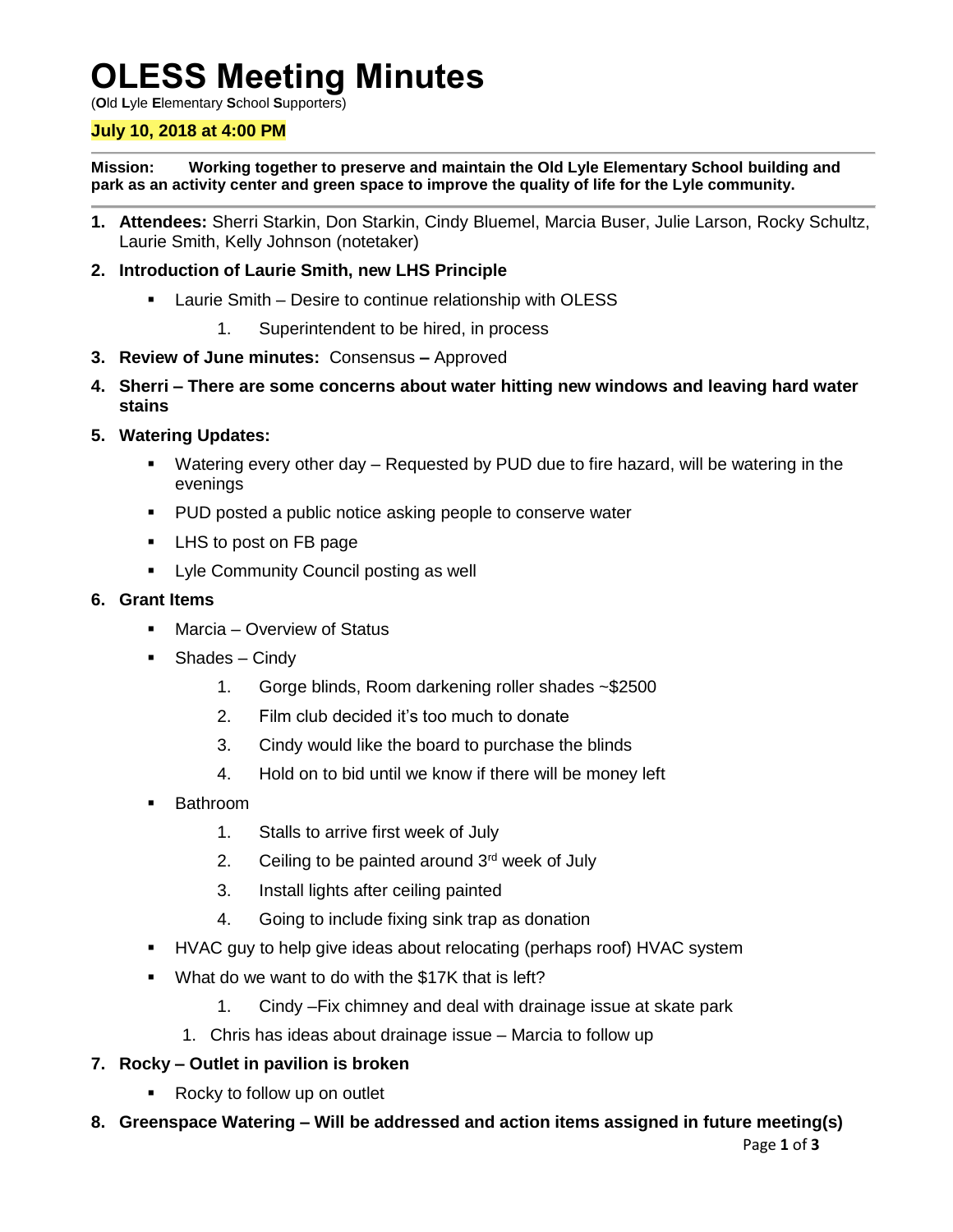# OLESS Meeting Minutes

(**O**ld **L**yle **E**lementary **S**chool **S**upporters)

**July 10, 2018 at 4:00 PM**

**Mission: Working together to preserve and maintain the Old Lyle Elementary School building and park as an activity center and green space to improve the quality of life for the Lyle community.**

1. **Attendees:** Sherri Starkin, Don Starkin, Cindy Bluemel, Marcia Buser, Julie Larson, Rocky Schultz, Laurie Smith, Kelly Johnson (notetaker)
2. **Introduction of Laurie Smith, new LHS Principle**
   - Laurie Smith – Desire to continue relationship with OLESS
     1. Superintendent to be hired, in process
3. **Review of June minutes:** Consensus **–** Approved
4. **Sherri – There are some concerns about water hitting new windows and leaving hard water stains**
5. **Watering Updates:**
   - Watering every other day – Requested by PUD due to fire hazard, will be watering in the evenings
   - PUD posted a public notice asking people to conserve water
   - LHS to post on FB page
   - Lyle Community Council posting as well
6. **Grant Items**
   - Marcia – Overview of Status
   - Shades – Cindy
     1. Gorge blinds, Room darkening roller shades ~$2500
     2. Film club decided it's too much to donate
     3. Cindy would like the board to purchase the blinds
     4. Hold on to bid until we know if there will be money left
   - Bathroom
     1. Stalls to arrive first week of July
     2. Ceiling to be painted around 3rd week of July
     3. Install lights after ceiling painted
     4. Going to include fixing sink trap as donation
   - HVAC guy to help give ideas about relocating (perhaps roof) HVAC system
   - What do we want to do with the $17K that is left?
     1. Cindy –Fix chimney and deal with drainage issue at skate park
     1. Chris has ideas about drainage issue – Marcia to follow up
7. **Rocky – Outlet in pavilion is broken**
   - Rocky to follow up on outlet
8. **Greenspace Watering – Will be addressed and action items assigned in future meeting(s)**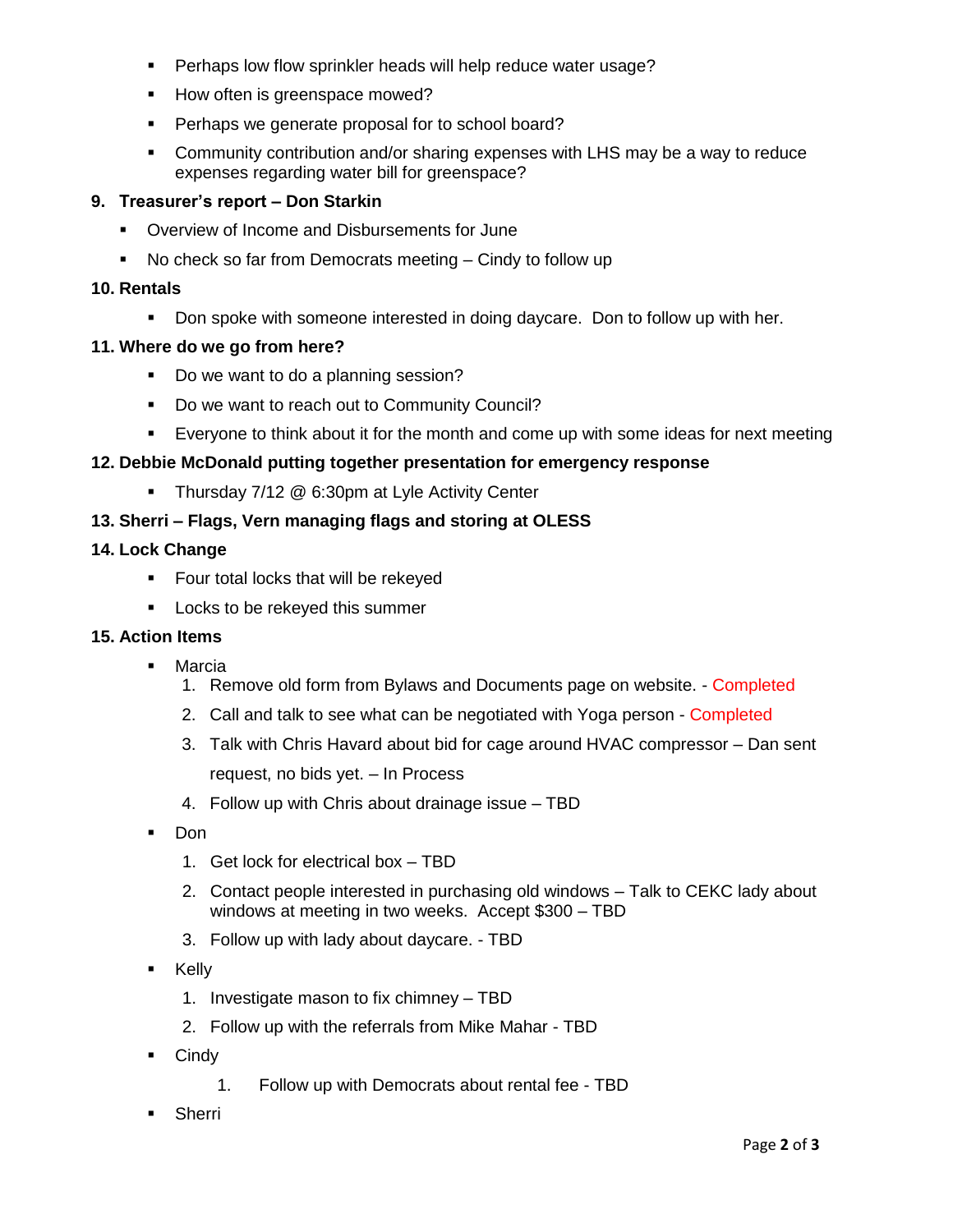- Perhaps low flow sprinkler heads will help reduce water usage?
- How often is greenspace mowed?
- Perhaps we generate proposal for to school board?
- Community contribution and/or sharing expenses with LHS may be a way to reduce expenses regarding water bill for greenspace?

**9. Treasurer's report – Don Starkin**

- Overview of Income and Disbursements for June
- No check so far from Democrats meeting – Cindy to follow up

**10. Rentals**

- Don spoke with someone interested in doing daycare. Don to follow up with her.

**11. Where do we go from here?**

- Do we want to do a planning session?
- Do we want to reach out to Community Council?
- Everyone to think about it for the month and come up with some ideas for next meeting

**12. Debbie McDonald putting together presentation for emergency response**

- Thursday 7/12 @ 6:30pm at Lyle Activity Center

**13. Sherri – Flags, Vern managing flags and storing at OLESS**

**14. Lock Change**

- Four total locks that will be rekeyed
- Locks to be rekeyed this summer

**15. Action Items**

- Marcia
  1. Remove old form from Bylaws and Documents page on website. - Completed
  2. Call and talk to see what can be negotiated with Yoga person - Completed
  3. Talk with Chris Havard about bid for cage around HVAC compressor – Dan sent request, no bids yet. – In Process
  4. Follow up with Chris about drainage issue – TBD
- Don
  1. Get lock for electrical box – TBD
  2. Contact people interested in purchasing old windows – Talk to CEKC lady about windows at meeting in two weeks. Accept $300 – TBD
  3. Follow up with lady about daycare. - TBD
- Kelly
  1. Investigate mason to fix chimney – TBD
  2. Follow up with the referrals from Mike Mahar - TBD
- Cindy
  1. Follow up with Democrats about rental fee - TBD
- Sherri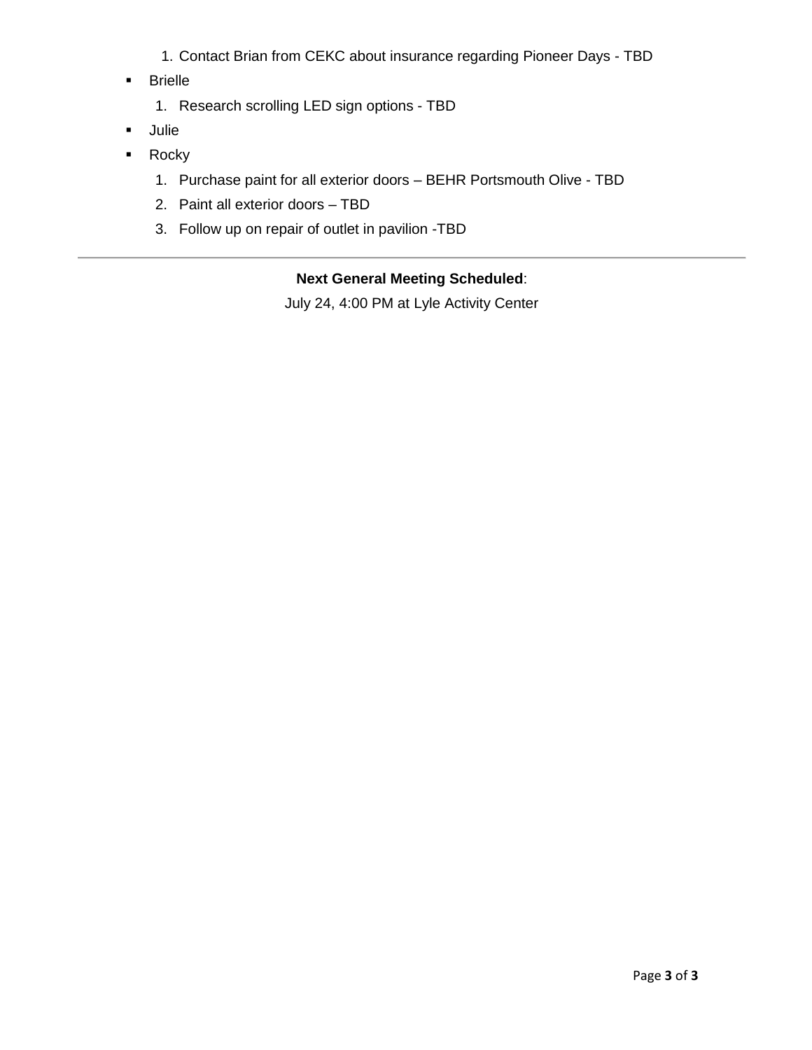1. Contact Brian from CEKC about insurance regarding Pioneer Days - TBD

- Brielle
  1. Research scrolling LED sign options - TBD
- Julie
- Rocky
  1. Purchase paint for all exterior doors – BEHR Portsmouth Olive - TBD
  2. Paint all exterior doors – TBD
  3. Follow up on repair of outlet in pavilion -TBD

---

**Next General Meeting Scheduled**:

July 24, 4:00 PM at Lyle Activity Center